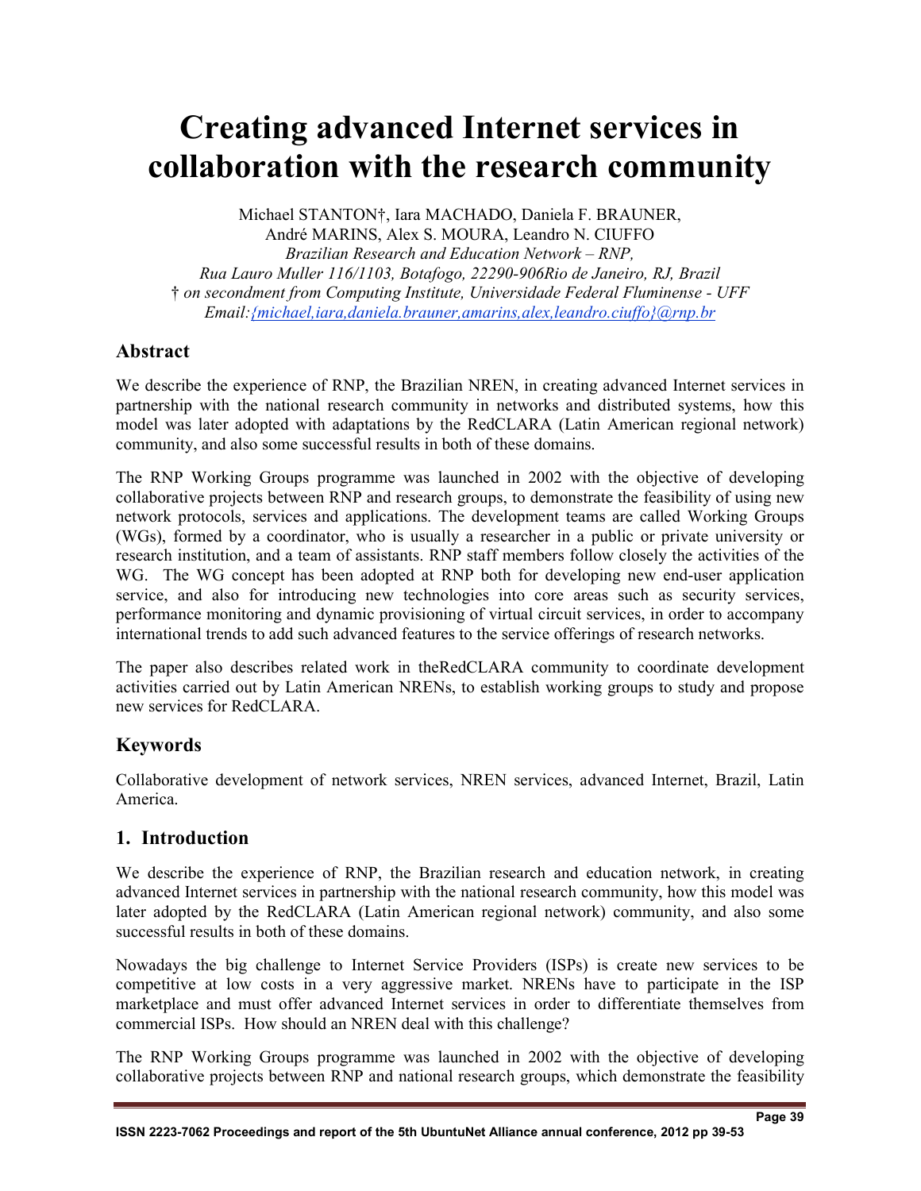# Creating advanced Internet services in collaboration with the research community

Michael STANTON†, Iara MACHADO, Daniela F. BRAUNER, André MARINS, Alex S. MOURA, Leandro N. CIUFFO

*Brazilian Research and Education Network – RNP,*
*Rua Lauro Muller 116/1103, Botafogo, 22290-906Rio de Janeiro, RJ, Brazil*
*† on secondment from Computing Institute, Universidade Federal Fluminense - UFF*
*Email:{michael,iara,daniela.brauner,amarins,alex,leandro.ciuffo}@rnp.br*

## Abstract

We describe the experience of RNP, the Brazilian NREN, in creating advanced Internet services in partnership with the national research community in networks and distributed systems, how this model was later adopted with adaptations by the RedCLARA (Latin American regional network) community, and also some successful results in both of these domains.

The RNP Working Groups programme was launched in 2002 with the objective of developing collaborative projects between RNP and research groups, to demonstrate the feasibility of using new network protocols, services and applications. The development teams are called Working Groups (WGs), formed by a coordinator, who is usually a researcher in a public or private university or research institution, and a team of assistants. RNP staff members follow closely the activities of the WG. The WG concept has been adopted at RNP both for developing new end-user application service, and also for introducing new technologies into core areas such as security services, performance monitoring and dynamic provisioning of virtual circuit services, in order to accompany international trends to add such advanced features to the service offerings of research networks.

The paper also describes related work in theRedCLARA community to coordinate development activities carried out by Latin American NRENs, to establish working groups to study and propose new services for RedCLARA.

## Keywords

Collaborative development of network services, NREN services, advanced Internet, Brazil, Latin America.

## 1. Introduction

We describe the experience of RNP, the Brazilian research and education network, in creating advanced Internet services in partnership with the national research community, how this model was later adopted by the RedCLARA (Latin American regional network) community, and also some successful results in both of these domains.

Nowadays the big challenge to Internet Service Providers (ISPs) is create new services to be competitive at low costs in a very aggressive market. NRENs have to participate in the ISP marketplace and must offer advanced Internet services in order to differentiate themselves from commercial ISPs. How should an NREN deal with this challenge?

The RNP Working Groups programme was launched in 2002 with the objective of developing collaborative projects between RNP and national research groups, which demonstrate the feasibility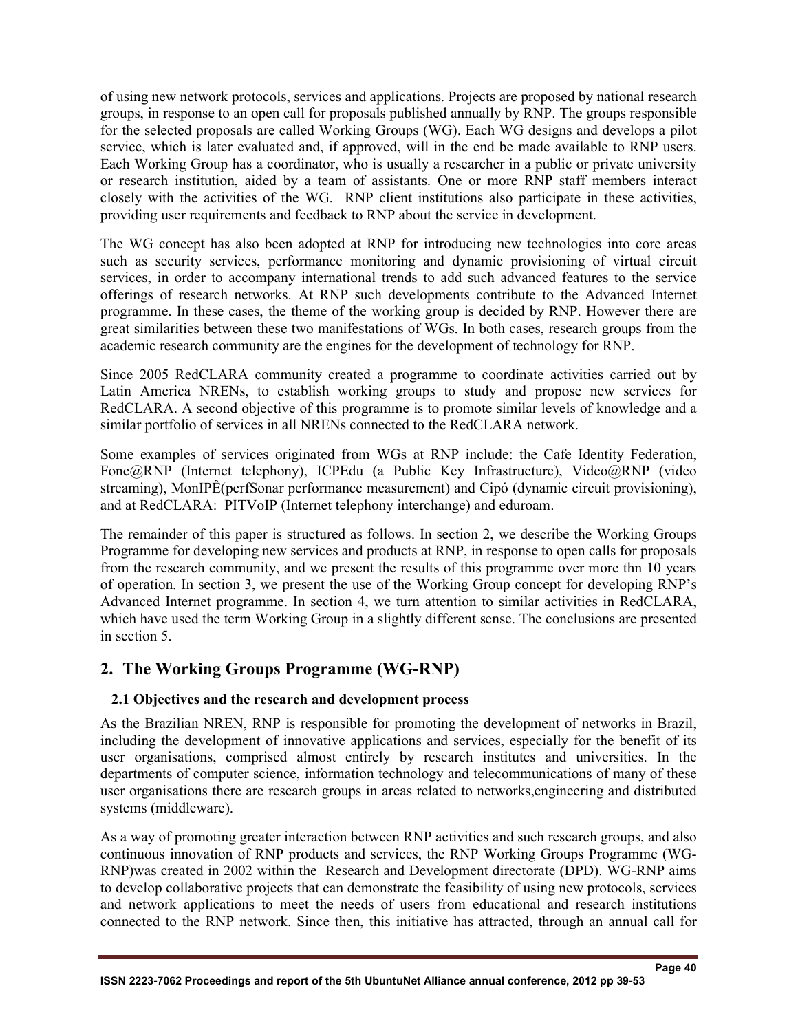of using new network protocols, services and applications. Projects are proposed by national research groups, in response to an open call for proposals published annually by RNP. The groups responsible for the selected proposals are called Working Groups (WG). Each WG designs and develops a pilot service, which is later evaluated and, if approved, will in the end be made available to RNP users. Each Working Group has a coordinator, who is usually a researcher in a public or private university or research institution, aided by a team of assistants. One or more RNP staff members interact closely with the activities of the WG. RNP client institutions also participate in these activities, providing user requirements and feedback to RNP about the service in development.

The WG concept has also been adopted at RNP for introducing new technologies into core areas such as security services, performance monitoring and dynamic provisioning of virtual circuit services, in order to accompany international trends to add such advanced features to the service offerings of research networks. At RNP such developments contribute to the Advanced Internet programme. In these cases, the theme of the working group is decided by RNP. However there are great similarities between these two manifestations of WGs. In both cases, research groups from the academic research community are the engines for the development of technology for RNP.

Since 2005 RedCLARA community created a programme to coordinate activities carried out by Latin America NRENs, to establish working groups to study and propose new services for RedCLARA. A second objective of this programme is to promote similar levels of knowledge and a similar portfolio of services in all NRENs connected to the RedCLARA network.

Some examples of services originated from WGs at RNP include: the Cafe Identity Federation, Fone@RNP (Internet telephony), ICPEdu (a Public Key Infrastructure), Video@RNP (video streaming), MonIPÊ(perfSonar performance measurement) and Cipó (dynamic circuit provisioning), and at RedCLARA: PITVoIP (Internet telephony interchange) and eduroam.

The remainder of this paper is structured as follows. In section 2, we describe the Working Groups Programme for developing new services and products at RNP, in response to open calls for proposals from the research community, and we present the results of this programme over more thn 10 years of operation. In section 3, we present the use of the Working Group concept for developing RNP's Advanced Internet programme. In section 4, we turn attention to similar activities in RedCLARA, which have used the term Working Group in a slightly different sense. The conclusions are presented in section 5.

## 2. The Working Groups Programme (WG-RNP)

### 2.1 Objectives and the research and development process

As the Brazilian NREN, RNP is responsible for promoting the development of networks in Brazil, including the development of innovative applications and services, especially for the benefit of its user organisations, comprised almost entirely by research institutes and universities. In the departments of computer science, information technology and telecommunications of many of these user organisations there are research groups in areas related to networks,engineering and distributed systems (middleware).

As a way of promoting greater interaction between RNP activities and such research groups, and also continuous innovation of RNP products and services, the RNP Working Groups Programme (WG-RNP)was created in 2002 within the Research and Development directorate (DPD). WG-RNP aims to develop collaborative projects that can demonstrate the feasibility of using new protocols, services and network applications to meet the needs of users from educational and research institutions connected to the RNP network. Since then, this initiative has attracted, through an annual call for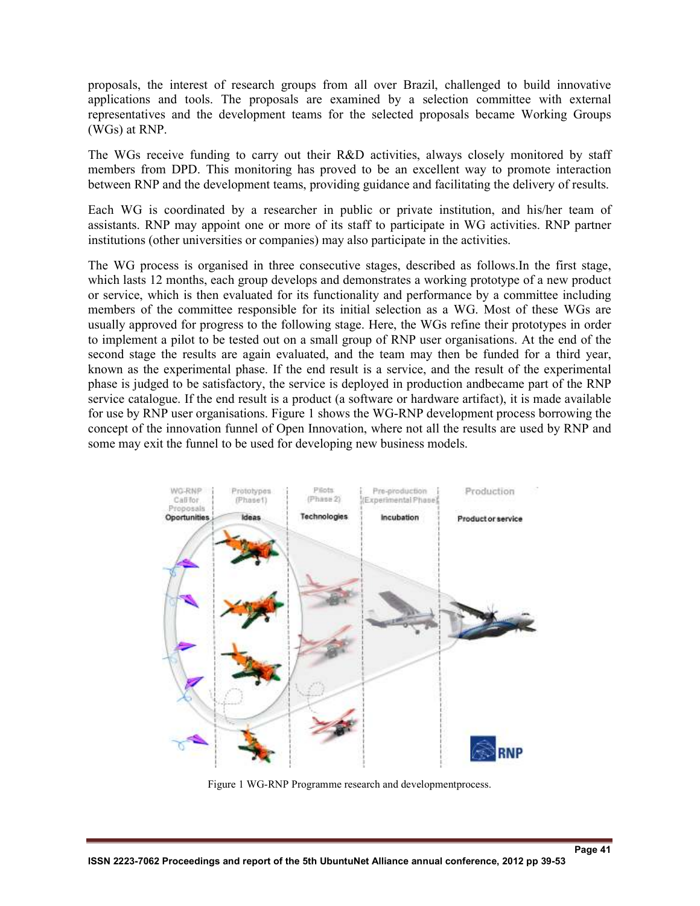proposals, the interest of research groups from all over Brazil, challenged to build innovative applications and tools. The proposals are examined by a selection committee with external representatives and the development teams for the selected proposals became Working Groups (WGs) at RNP.

The WGs receive funding to carry out their R&D activities, always closely monitored by staff members from DPD. This monitoring has proved to be an excellent way to promote interaction between RNP and the development teams, providing guidance and facilitating the delivery of results.

Each WG is coordinated by a researcher in public or private institution, and his/her team of assistants. RNP may appoint one or more of its staff to participate in WG activities. RNP partner institutions (other universities or companies) may also participate in the activities.

The WG process is organised in three consecutive stages, described as follows.In the first stage, which lasts 12 months, each group develops and demonstrates a working prototype of a new product or service, which is then evaluated for its functionality and performance by a committee including members of the committee responsible for its initial selection as a WG. Most of these WGs are usually approved for progress to the following stage. Here, the WGs refine their prototypes in order to implement a pilot to be tested out on a small group of RNP user organisations. At the end of the second stage the results are again evaluated, and the team may then be funded for a third year, known as the experimental phase. If the end result is a service, and the result of the experimental phase is judged to be satisfactory, the service is deployed in production andbecame part of the RNP service catalogue. If the end result is a product (a software or hardware artifact), it is made available for use by RNP user organisations. Figure 1 shows the WG-RNP development process borrowing the concept of the innovation funnel of Open Innovation, where not all the results are used by RNP and some may exit the funnel to be used for developing new business models.

Figure 1 WG-RNP Programme research and developmentprocess.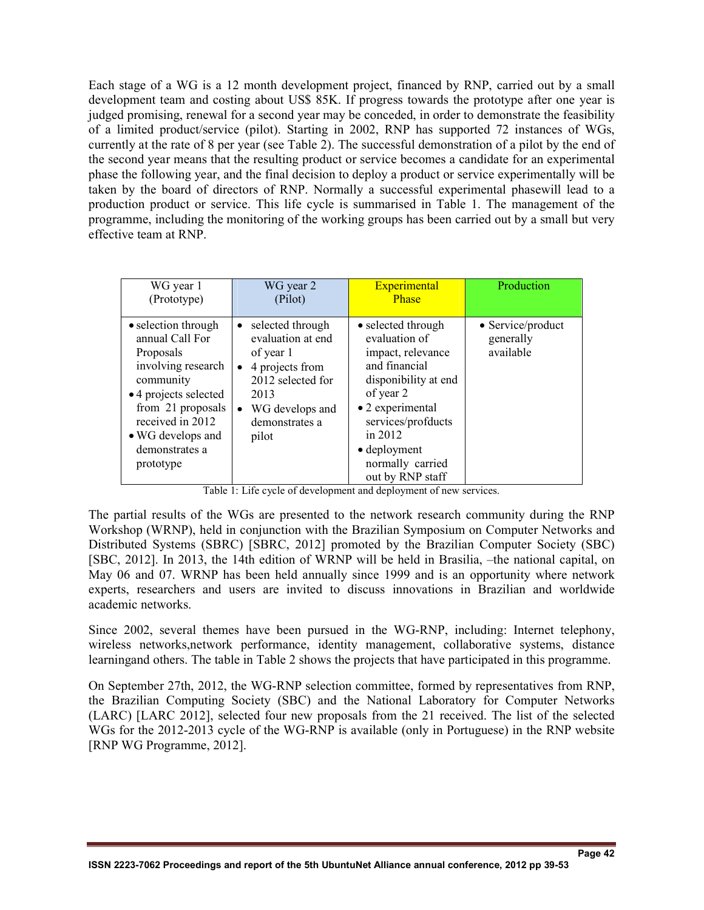Each stage of a WG is a 12 month development project, financed by RNP, carried out by a small development team and costing about US$ 85K. If progress towards the prototype after one year is judged promising, renewal for a second year may be conceded, in order to demonstrate the feasibility of a limited product/service (pilot). Starting in 2002, RNP has supported 72 instances of WGs, currently at the rate of 8 per year (see Table 2). The successful demonstration of a pilot by the end of the second year means that the resulting product or service becomes a candidate for an experimental phase the following year, and the final decision to deploy a product or service experimentally will be taken by the board of directors of RNP. Normally a successful experimental phasewill lead to a production product or service. This life cycle is summarised in Table 1. The management of the programme, including the monitoring of the working groups has been carried out by a small but very effective team at RNP.

| WG year 1 (Prototype) | WG year 2 (Pilot) | Experimental Phase | Production |
|---|---|---|---|
| • selection through annual Call For Proposals involving research community<br>• 4 projects selected from 21 proposals received in 2012<br>• WG develops and demonstrates a prototype | • selected through evaluation at end of year 1<br>• 4 projects from 2012 selected for 2013<br>• WG develops and demonstrates a pilot | • selected through evaluation of impact, relevance and financial disponibility at end of year 2<br>• 2 experimental services/profducts in 2012<br>• deployment normally carried out by RNP staff | • Service/product generally available |

Table 1: Life cycle of development and deployment of new services.

The partial results of the WGs are presented to the network research community during the RNP Workshop (WRNP), held in conjunction with the Brazilian Symposium on Computer Networks and Distributed Systems (SBRC) [SBRC, 2012] promoted by the Brazilian Computer Society (SBC) [SBC, 2012]. In 2013, the 14th edition of WRNP will be held in Brasilia, –the national capital, on May 06 and 07. WRNP has been held annually since 1999 and is an opportunity where network experts, researchers and users are invited to discuss innovations in Brazilian and worldwide academic networks.

Since 2002, several themes have been pursued in the WG-RNP, including: Internet telephony, wireless networks,network performance, identity management, collaborative systems, distance learningand others. The table in Table 2 shows the projects that have participated in this programme.

On September 27th, 2012, the WG-RNP selection committee, formed by representatives from RNP, the Brazilian Computing Society (SBC) and the National Laboratory for Computer Networks (LARC) [LARC 2012], selected four new proposals from the 21 received. The list of the selected WGs for the 2012-2013 cycle of the WG-RNP is available (only in Portuguese) in the RNP website [RNP WG Programme, 2012].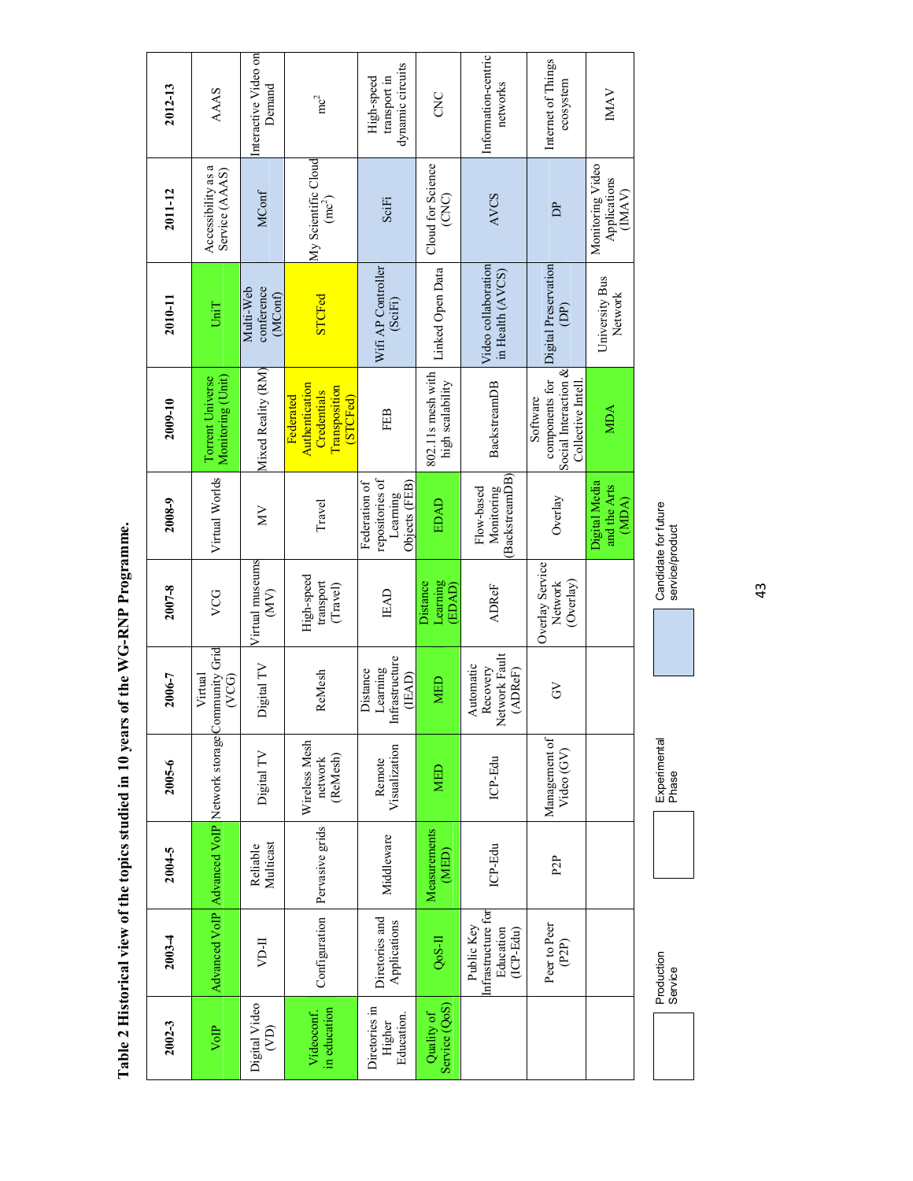**Table 2 Historical view of the topics studied in 10 years of the WG-RNP Programme.**

| 2002-3 | 2003-4 | 2004-5 | 2005-6 | 2006-7 | 2007-8 | 2008-9 | 2009-10 | 2010-11 | 2011-12 | 2012-13 |
|---|---|---|---|---|---|---|---|---|---|---|
| VoIP | Advanced VoIP | Advanced VoIP | Network storage | Virtual Community Grid (VCG) | VCG | Virtual Worlds | Torrent Universe Monitoring (Unit) | UniT | Accessibility as a Service (AAAS) | AAAS |
| Digital Video (VD) | VD-II | Reliable Multicast | Digital TV | Digital TV | Virtual museums (MV) | MV | Mixed Reality (RM) | Multi-Web conference (MConf) | MConf | Interactive Video on Demand |
| Videoconf. in education | Configuration | Pervasive grids | Wireless Mesh network (ReMesh) | ReMesh | High-speed transport (Travel) | Travel | Federated Authentication Credentials Transposition (STCFed) | STCFed | My Scientific Cloud ($mc^2$) | $mc^2$ |
| Diretories in Higher Education. | Diretories and Applications | Middleware | Remote Visualization | Distance Learning Infrastructure (IEAD) | IEAD | Federation of repositories of Learning Objects (FEB) | FEB | Wifi AP Controller (SciFi) | SciFi | High-speed transport in dynamic circuits |
| Quality of Service (QoS) | QoS-II | Measurements (MED) | MED | MED | Distance Learning (EDAD) | EDAD | 802.11s mesh with high scalability | Linked Open Data | Cloud for Science (CNC) | CNC |
| | Public Key Infrastructure for Education (ICP-Edu) | ICP-Edu | ICP-Edu | Automatic Recovery Network Fault (ADReF) | ADReF | Flow-based Monitoring (BackstreamDB) | BackstreamDB | Video collaboration in Health (AVCS) | AVCS | Information-centric networks |
| | Peer to Peer (P2P) | P2P | Management of Video (GV) | GV | Overlay Service Network (Overlay) | Overlay | Software components for Social Interaction & Collective Intell. | Digital Preservation (DP) | DP | Internet of Things ecosystem |
| | | | | | | Digital Media and the Arts (MDA) | MDA | University Bus Network | Monitoring Video Applications (IMAV) | IMAV |

Legend: Production Service | Experimental Phase | Candidate for future service/product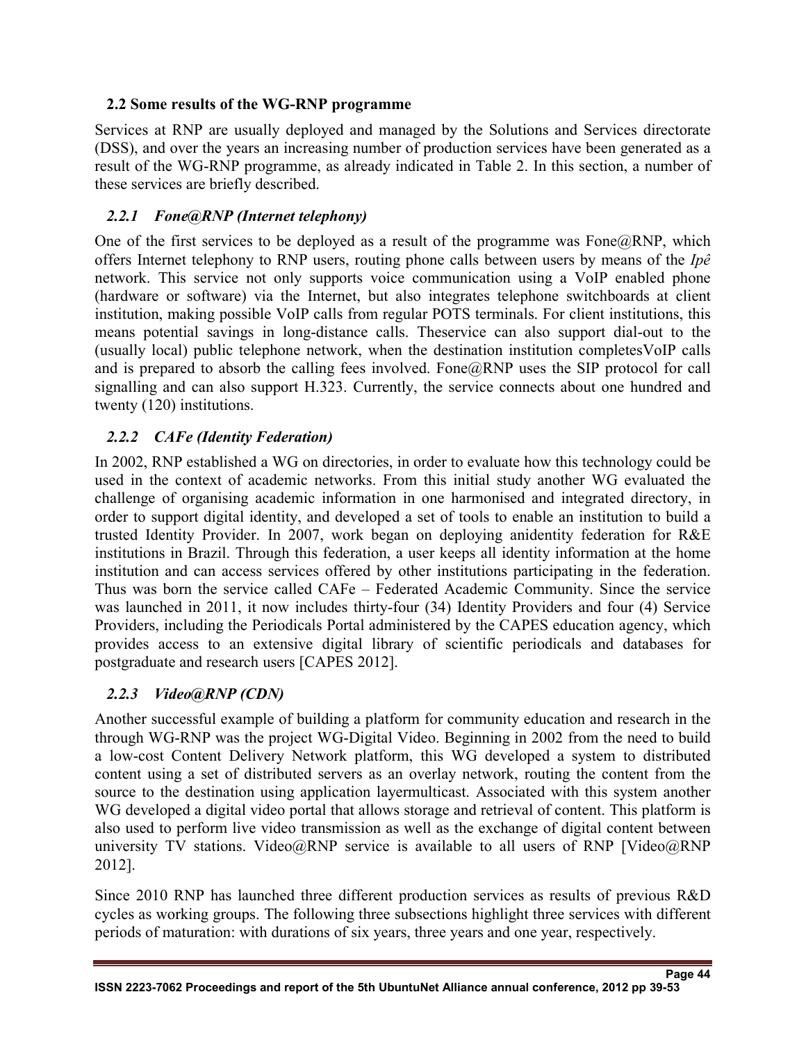## 2.2 Some results of the WG-RNP programme

Services at RNP are usually deployed and managed by the Solutions and Services directorate (DSS), and over the years an increasing number of production services have been generated as a result of the WG-RNP programme, as already indicated in Table 2. In this section, a number of these services are briefly described.

### *2.2.1 Fone@RNP (Internet telephony)*

One of the first services to be deployed as a result of the programme was Fone@RNP, which offers Internet telephony to RNP users, routing phone calls between users by means of the *Ipê* network. This service not only supports voice communication using a VoIP enabled phone (hardware or software) via the Internet, but also integrates telephone switchboards at client institution, making possible VoIP calls from regular POTS terminals. For client institutions, this means potential savings in long-distance calls. Theservice can also support dial-out to the (usually local) public telephone network, when the destination institution completesVoIP calls and is prepared to absorb the calling fees involved. Fone@RNP uses the SIP protocol for call signalling and can also support H.323. Currently, the service connects about one hundred and twenty (120) institutions.

### *2.2.2 CAFe (Identity Federation)*

In 2002, RNP established a WG on directories, in order to evaluate how this technology could be used in the context of academic networks. From this initial study another WG evaluated the challenge of organising academic information in one harmonised and integrated directory, in order to support digital identity, and developed a set of tools to enable an institution to build a trusted Identity Provider. In 2007, work began on deploying anidentity federation for R&E institutions in Brazil. Through this federation, a user keeps all identity information at the home institution and can access services offered by other institutions participating in the federation. Thus was born the service called CAFe – Federated Academic Community. Since the service was launched in 2011, it now includes thirty-four (34) Identity Providers and four (4) Service Providers, including the Periodicals Portal administered by the CAPES education agency, which provides access to an extensive digital library of scientific periodicals and databases for postgraduate and research users [CAPES 2012].

### *2.2.3 Video@RNP (CDN)*

Another successful example of building a platform for community education and research in the through WG-RNP was the project WG-Digital Video. Beginning in 2002 from the need to build a low-cost Content Delivery Network platform, this WG developed a system to distributed content using a set of distributed servers as an overlay network, routing the content from the source to the destination using application layermulticast. Associated with this system another WG developed a digital video portal that allows storage and retrieval of content. This platform is also used to perform live video transmission as well as the exchange of digital content between university TV stations. Video@RNP service is available to all users of RNP [Video@RNP 2012].

Since 2010 RNP has launched three different production services as results of previous R&D cycles as working groups. The following three subsections highlight three services with different periods of maturation: with durations of six years, three years and one year, respectively.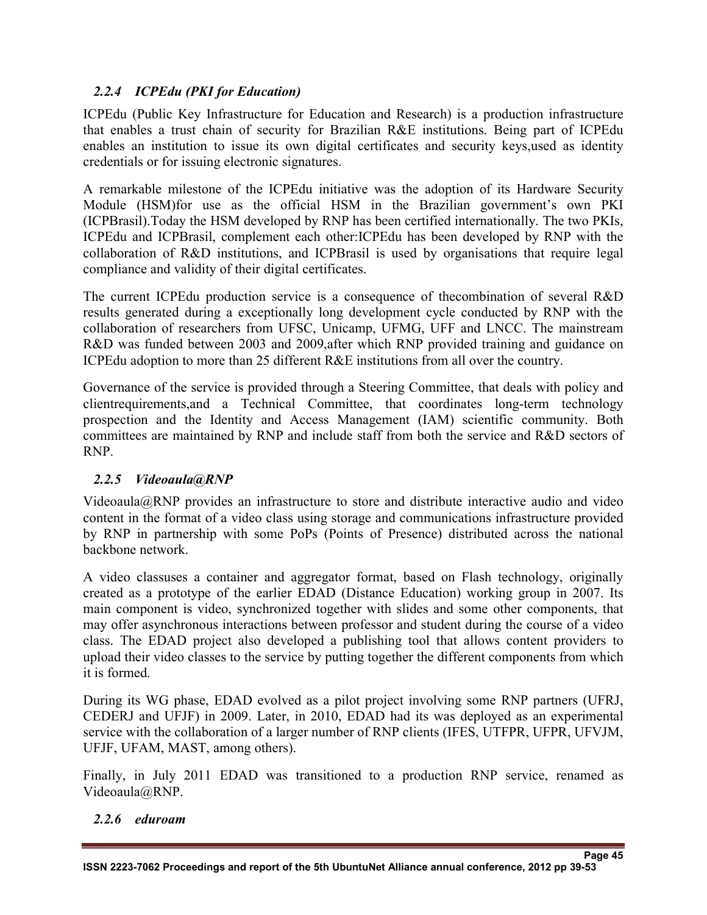### *2.2.4 ICPEdu (PKI for Education)*

ICPEdu (Public Key Infrastructure for Education and Research) is a production infrastructure that enables a trust chain of security for Brazilian R&E institutions. Being part of ICPEdu enables an institution to issue its own digital certificates and security keys,used as identity credentials or for issuing electronic signatures.

A remarkable milestone of the ICPEdu initiative was the adoption of its Hardware Security Module (HSM)for use as the official HSM in the Brazilian government's own PKI (ICPBrasil).Today the HSM developed by RNP has been certified internationally. The two PKIs, ICPEdu and ICPBrasil, complement each other:ICPEdu has been developed by RNP with the collaboration of R&D institutions, and ICPBrasil is used by organisations that require legal compliance and validity of their digital certificates.

The current ICPEdu production service is a consequence of thecombination of several R&D results generated during a exceptionally long development cycle conducted by RNP with the collaboration of researchers from UFSC, Unicamp, UFMG, UFF and LNCC. The mainstream R&D was funded between 2003 and 2009,after which RNP provided training and guidance on ICPEdu adoption to more than 25 different R&E institutions from all over the country.

Governance of the service is provided through a Steering Committee, that deals with policy and clientrequirements,and a Technical Committee, that coordinates long-term technology prospection and the Identity and Access Management (IAM) scientific community. Both committees are maintained by RNP and include staff from both the service and R&D sectors of RNP.

### *2.2.5 Videoaula@RNP*

Videoaula@RNP provides an infrastructure to store and distribute interactive audio and video content in the format of a video class using storage and communications infrastructure provided by RNP in partnership with some PoPs (Points of Presence) distributed across the national backbone network.

A video classuses a container and aggregator format, based on Flash technology, originally created as a prototype of the earlier EDAD (Distance Education) working group in 2007. Its main component is video, synchronized together with slides and some other components, that may offer asynchronous interactions between professor and student during the course of a video class. The EDAD project also developed a publishing tool that allows content providers to upload their video classes to the service by putting together the different components from which it is formed.

During its WG phase, EDAD evolved as a pilot project involving some RNP partners (UFRJ, CEDERJ and UFJF) in 2009. Later, in 2010, EDAD had its was deployed as an experimental service with the collaboration of a larger number of RNP clients (IFES, UTFPR, UFPR, UFVJM, UFJF, UFAM, MAST, among others).

Finally, in July 2011 EDAD was transitioned to a production RNP service, renamed as Videoaula@RNP.

### *2.2.6 eduroam*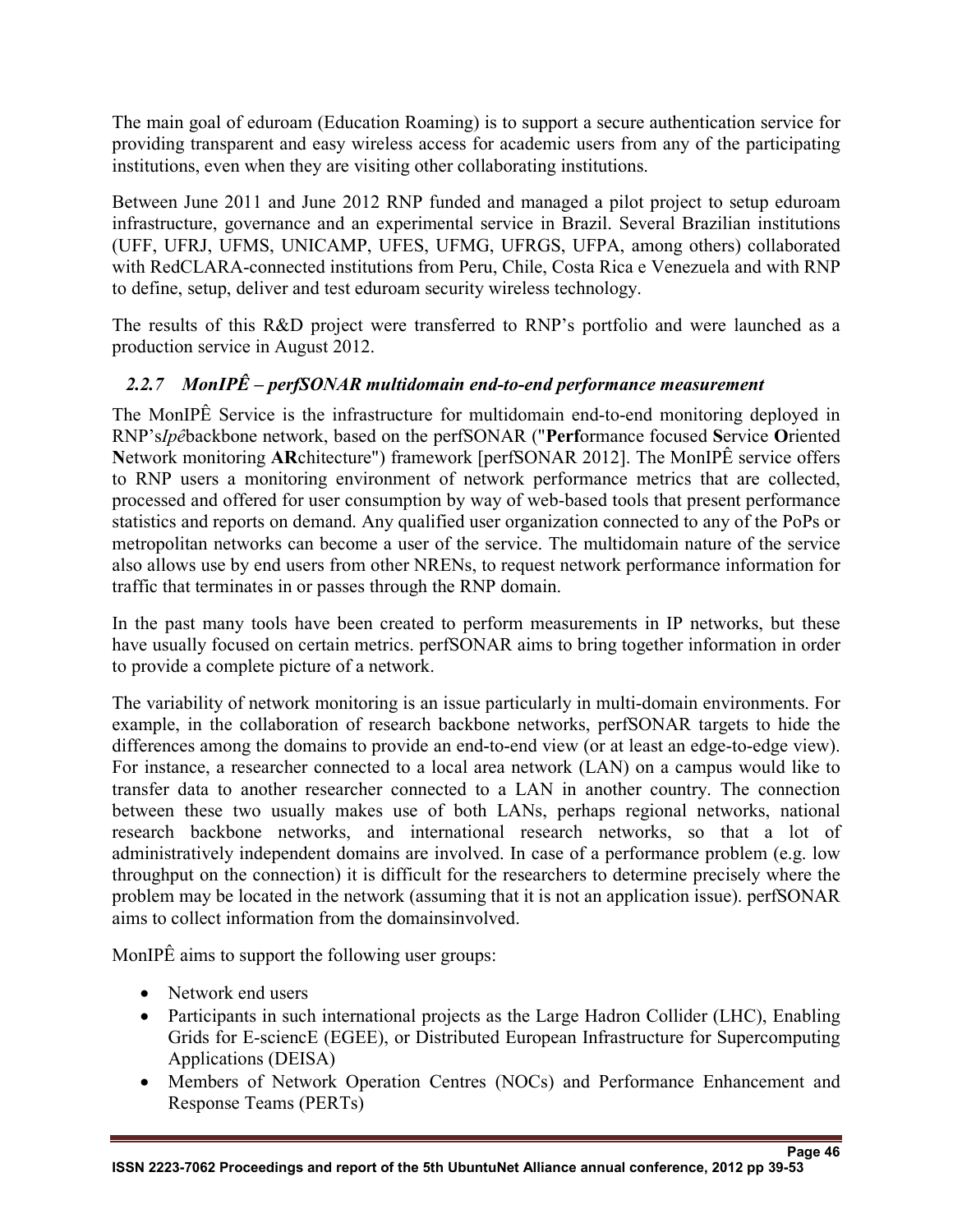The main goal of eduroam (Education Roaming) is to support a secure authentication service for providing transparent and easy wireless access for academic users from any of the participating institutions, even when they are visiting other collaborating institutions.

Between June 2011 and June 2012 RNP funded and managed a pilot project to setup eduroam infrastructure, governance and an experimental service in Brazil. Several Brazilian institutions (UFF, UFRJ, UFMS, UNICAMP, UFES, UFMG, UFRGS, UFPA, among others) collaborated with RedCLARA-connected institutions from Peru, Chile, Costa Rica e Venezuela and with RNP to define, setup, deliver and test eduroam security wireless technology.

The results of this R&D project were transferred to RNP's portfolio and were launched as a production service in August 2012.

### *2.2.7 MonIPÊ – perfSONAR multidomain end-to-end performance measurement*

The MonIPÊ Service is the infrastructure for multidomain end-to-end monitoring deployed in RNP's*Ipê*backbone network, based on the perfSONAR ("**Perf**ormance focused **S**ervice **O**riented **N**etwork monitoring **AR**chitecture") framework [perfSONAR 2012]. The MonIPÊ service offers to RNP users a monitoring environment of network performance metrics that are collected, processed and offered for user consumption by way of web-based tools that present performance statistics and reports on demand. Any qualified user organization connected to any of the PoPs or metropolitan networks can become a user of the service. The multidomain nature of the service also allows use by end users from other NRENs, to request network performance information for traffic that terminates in or passes through the RNP domain.

In the past many tools have been created to perform measurements in IP networks, but these have usually focused on certain metrics. perfSONAR aims to bring together information in order to provide a complete picture of a network.

The variability of network monitoring is an issue particularly in multi-domain environments. For example, in the collaboration of research backbone networks, perfSONAR targets to hide the differences among the domains to provide an end-to-end view (or at least an edge-to-edge view). For instance, a researcher connected to a local area network (LAN) on a campus would like to transfer data to another researcher connected to a LAN in another country. The connection between these two usually makes use of both LANs, perhaps regional networks, national research backbone networks, and international research networks, so that a lot of administratively independent domains are involved. In case of a performance problem (e.g. low throughput on the connection) it is difficult for the researchers to determine precisely where the problem may be located in the network (assuming that it is not an application issue). perfSONAR aims to collect information from the domainsinvolved.

MonIPÊ aims to support the following user groups:

- Network end users
- Participants in such international projects as the Large Hadron Collider (LHC), Enabling Grids for E-sciencE (EGEE), or Distributed European Infrastructure for Supercomputing Applications (DEISA)
- Members of Network Operation Centres (NOCs) and Performance Enhancement and Response Teams (PERTs)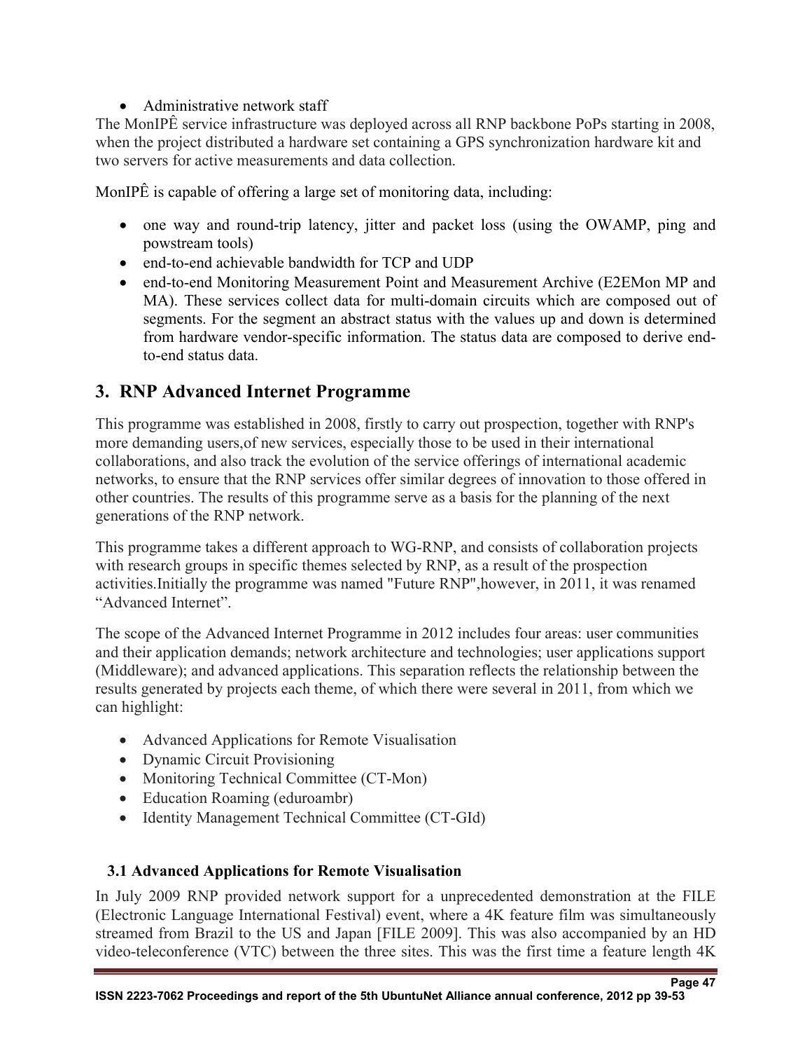- Administrative network staff

The MonIPÊ service infrastructure was deployed across all RNP backbone PoPs starting in 2008, when the project distributed a hardware set containing a GPS synchronization hardware kit and two servers for active measurements and data collection.

MonIPÊ is capable of offering a large set of monitoring data, including:

- one way and round-trip latency, jitter and packet loss (using the OWAMP, ping and powstream tools)
- end-to-end achievable bandwidth for TCP and UDP
- end-to-end Monitoring Measurement Point and Measurement Archive (E2EMon MP and MA). These services collect data for multi-domain circuits which are composed out of segments. For the segment an abstract status with the values up and down is determined from hardware vendor-specific information. The status data are composed to derive end-to-end status data.

## 3. RNP Advanced Internet Programme

This programme was established in 2008, firstly to carry out prospection, together with RNP's more demanding users,of new services, especially those to be used in their international collaborations, and also track the evolution of the service offerings of international academic networks, to ensure that the RNP services offer similar degrees of innovation to those offered in other countries. The results of this programme serve as a basis for the planning of the next generations of the RNP network.

This programme takes a different approach to WG-RNP, and consists of collaboration projects with research groups in specific themes selected by RNP, as a result of the prospection activities.Initially the programme was named "Future RNP",however, in 2011, it was renamed "Advanced Internet".

The scope of the Advanced Internet Programme in 2012 includes four areas: user communities and their application demands; network architecture and technologies; user applications support (Middleware); and advanced applications. This separation reflects the relationship between the results generated by projects each theme, of which there were several in 2011, from which we can highlight:

- Advanced Applications for Remote Visualisation
- Dynamic Circuit Provisioning
- Monitoring Technical Committee (CT-Mon)
- Education Roaming (eduroambr)
- Identity Management Technical Committee (CT-GId)

### 3.1 Advanced Applications for Remote Visualisation

In July 2009 RNP provided network support for a unprecedented demonstration at the FILE (Electronic Language International Festival) event, where a 4K feature film was simultaneously streamed from Brazil to the US and Japan [FILE 2009]. This was also accompanied by an HD video-teleconference (VTC) between the three sites. This was the first time a feature length 4K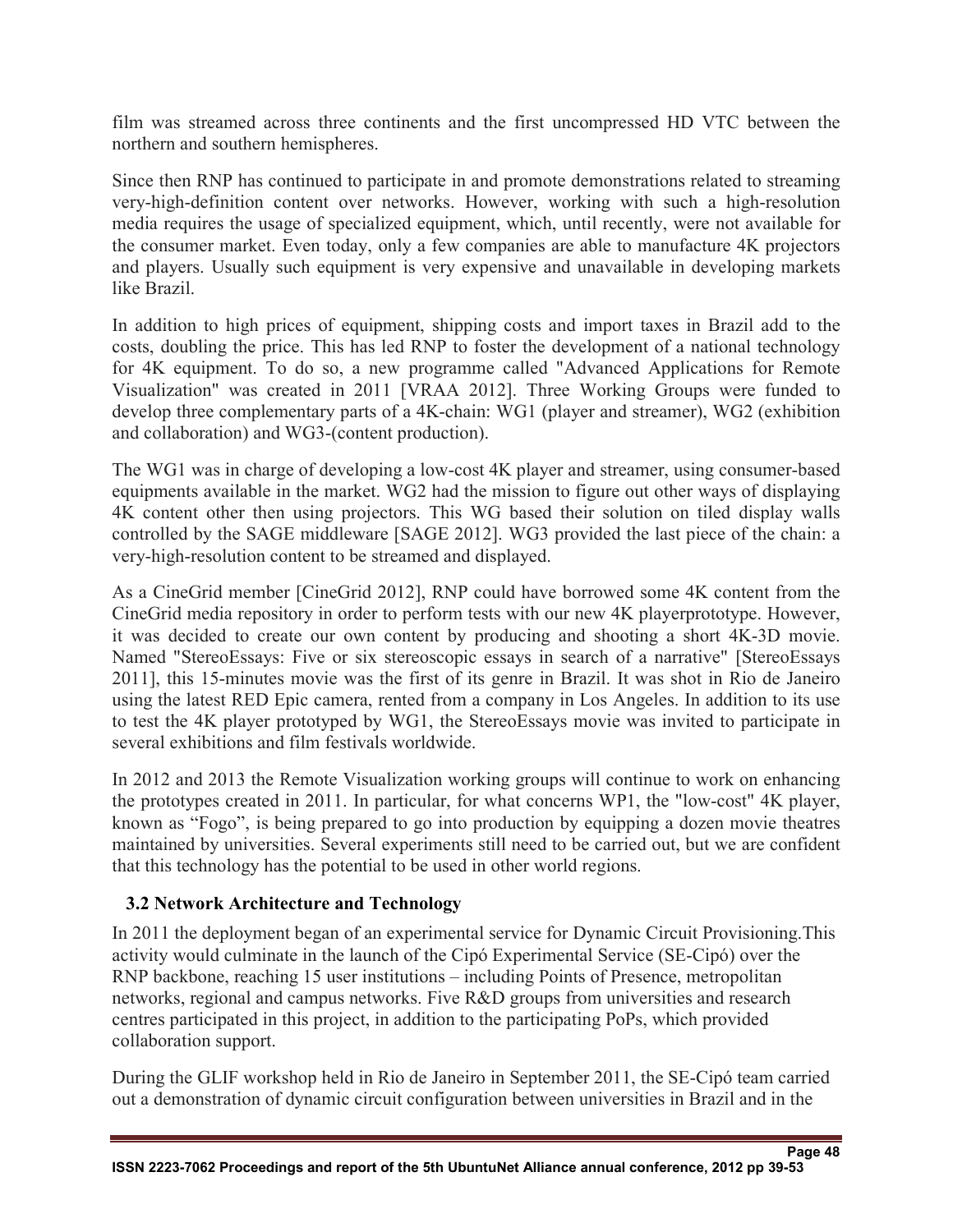film was streamed across three continents and the first uncompressed HD VTC between the northern and southern hemispheres.

Since then RNP has continued to participate in and promote demonstrations related to streaming very-high-definition content over networks. However, working with such a high-resolution media requires the usage of specialized equipment, which, until recently, were not available for the consumer market. Even today, only a few companies are able to manufacture 4K projectors and players. Usually such equipment is very expensive and unavailable in developing markets like Brazil.

In addition to high prices of equipment, shipping costs and import taxes in Brazil add to the costs, doubling the price. This has led RNP to foster the development of a national technology for 4K equipment. To do so, a new programme called "Advanced Applications for Remote Visualization" was created in 2011 [VRAA 2012]. Three Working Groups were funded to develop three complementary parts of a 4K-chain: WG1 (player and streamer), WG2 (exhibition and collaboration) and WG3-(content production).

The WG1 was in charge of developing a low-cost 4K player and streamer, using consumer-based equipments available in the market. WG2 had the mission to figure out other ways of displaying 4K content other then using projectors. This WG based their solution on tiled display walls controlled by the SAGE middleware [SAGE 2012]. WG3 provided the last piece of the chain: a very-high-resolution content to be streamed and displayed.

As a CineGrid member [CineGrid 2012], RNP could have borrowed some 4K content from the CineGrid media repository in order to perform tests with our new 4K playerprototype. However, it was decided to create our own content by producing and shooting a short 4K-3D movie. Named "StereoEssays: Five or six stereoscopic essays in search of a narrative" [StereoEssays 2011], this 15-minutes movie was the first of its genre in Brazil. It was shot in Rio de Janeiro using the latest RED Epic camera, rented from a company in Los Angeles. In addition to its use to test the 4K player prototyped by WG1, the StereoEssays movie was invited to participate in several exhibitions and film festivals worldwide.

In 2012 and 2013 the Remote Visualization working groups will continue to work on enhancing the prototypes created in 2011. In particular, for what concerns WP1, the "low-cost" 4K player, known as “Fogo”, is being prepared to go into production by equipping a dozen movie theatres maintained by universities. Several experiments still need to be carried out, but we are confident that this technology has the potential to be used in other world regions.

### 3.2 Network Architecture and Technology

In 2011 the deployment began of an experimental service for Dynamic Circuit Provisioning.This activity would culminate in the launch of the Cipó Experimental Service (SE-Cipó) over the RNP backbone, reaching 15 user institutions – including Points of Presence, metropolitan networks, regional and campus networks. Five R&D groups from universities and research centres participated in this project, in addition to the participating PoPs, which provided collaboration support.

During the GLIF workshop held in Rio de Janeiro in September 2011, the SE-Cipó team carried out a demonstration of dynamic circuit configuration between universities in Brazil and in the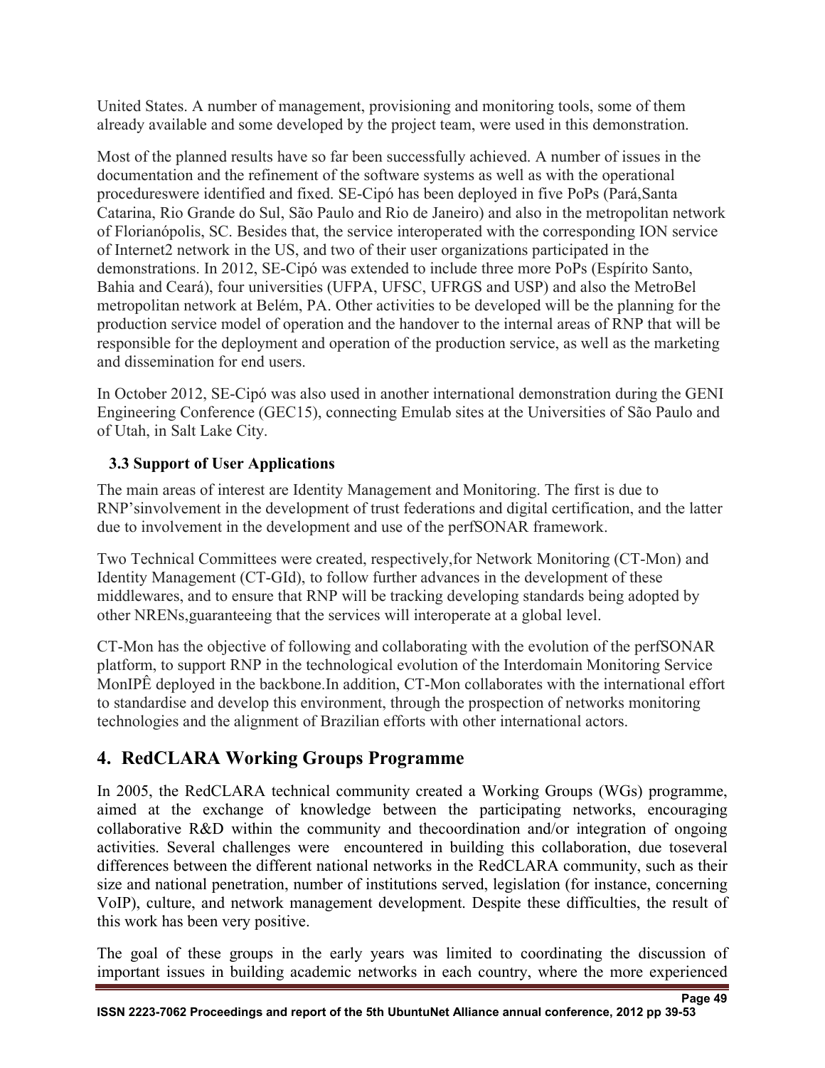United States. A number of management, provisioning and monitoring tools, some of them already available and some developed by the project team, were used in this demonstration.

Most of the planned results have so far been successfully achieved. A number of issues in the documentation and the refinement of the software systems as well as with the operational procedureswere identified and fixed. SE-Cipó has been deployed in five PoPs (Pará,Santa Catarina, Rio Grande do Sul, São Paulo and Rio de Janeiro) and also in the metropolitan network of Florianópolis, SC. Besides that, the service interoperated with the corresponding ION service of Internet2 network in the US, and two of their user organizations participated in the demonstrations. In 2012, SE-Cipó was extended to include three more PoPs (Espírito Santo, Bahia and Ceará), four universities (UFPA, UFSC, UFRGS and USP) and also the MetroBel metropolitan network at Belém, PA. Other activities to be developed will be the planning for the production service model of operation and the handover to the internal areas of RNP that will be responsible for the deployment and operation of the production service, as well as the marketing and dissemination for end users.

In October 2012, SE-Cipó was also used in another international demonstration during the GENI Engineering Conference (GEC15), connecting Emulab sites at the Universities of São Paulo and of Utah, in Salt Lake City.

### 3.3 Support of User Applications

The main areas of interest are Identity Management and Monitoring. The first is due to RNP'sinvolvement in the development of trust federations and digital certification, and the latter due to involvement in the development and use of the perfSONAR framework.

Two Technical Committees were created, respectively,for Network Monitoring (CT-Mon) and Identity Management (CT-GId), to follow further advances in the development of these middlewares, and to ensure that RNP will be tracking developing standards being adopted by other NRENs,guaranteeing that the services will interoperate at a global level.

CT-Mon has the objective of following and collaborating with the evolution of the perfSONAR platform, to support RNP in the technological evolution of the Interdomain Monitoring Service MonIPÊ deployed in the backbone.In addition, CT-Mon collaborates with the international effort to standardise and develop this environment, through the prospection of networks monitoring technologies and the alignment of Brazilian efforts with other international actors.

## 4. RedCLARA Working Groups Programme

In 2005, the RedCLARA technical community created a Working Groups (WGs) programme, aimed at the exchange of knowledge between the participating networks, encouraging collaborative R&D within the community and thecoordination and/or integration of ongoing activities. Several challenges were encountered in building this collaboration, due toseveral differences between the different national networks in the RedCLARA community, such as their size and national penetration, number of institutions served, legislation (for instance, concerning VoIP), culture, and network management development. Despite these difficulties, the result of this work has been very positive.

The goal of these groups in the early years was limited to coordinating the discussion of important issues in building academic networks in each country, where the more experienced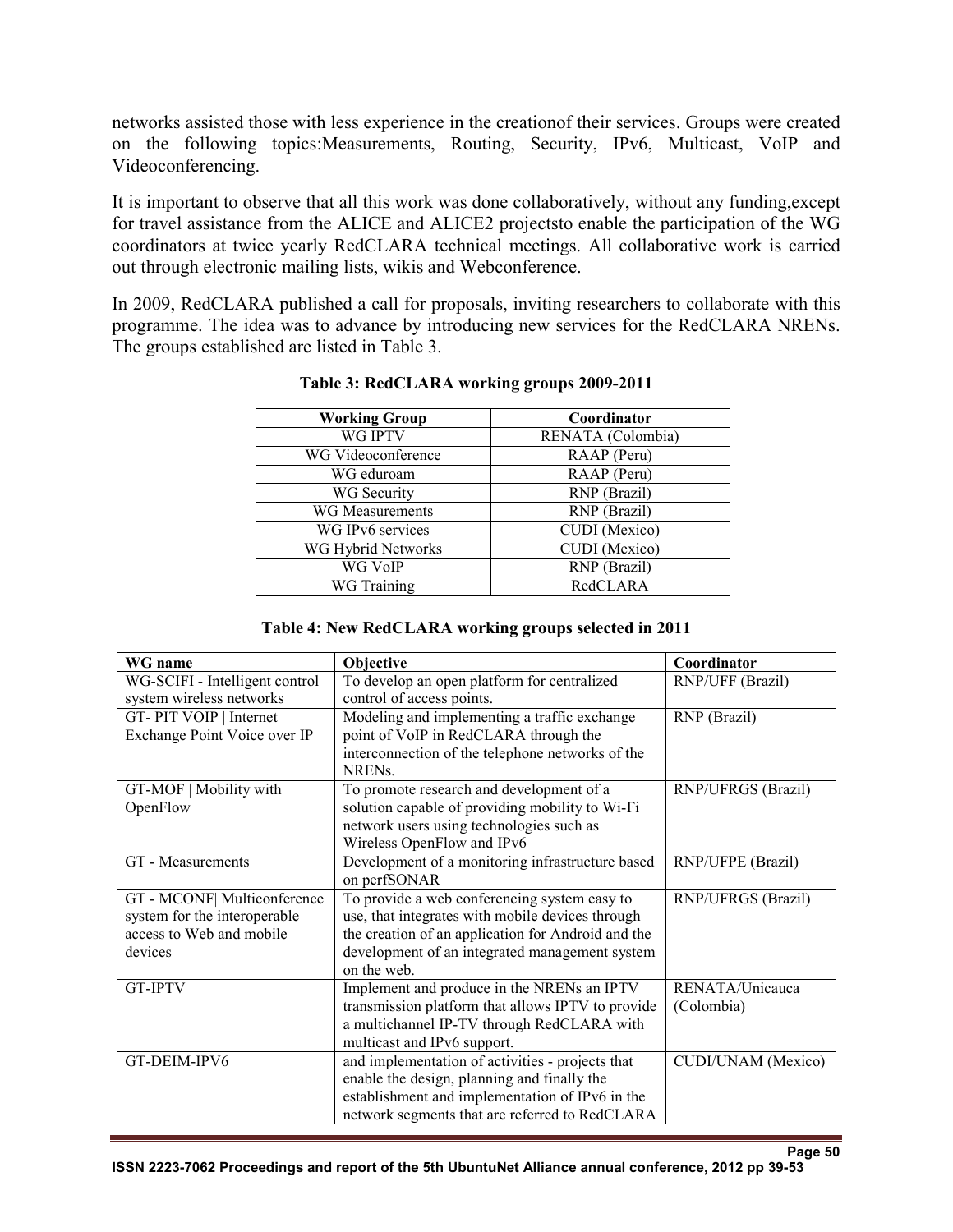networks assisted those with less experience in the creationof their services. Groups were created on the following topics:Measurements, Routing, Security, IPv6, Multicast, VoIP and Videoconferencing.

It is important to observe that all this work was done collaboratively, without any funding,except for travel assistance from the ALICE and ALICE2 projectsto enable the participation of the WG coordinators at twice yearly RedCLARA technical meetings. All collaborative work is carried out through electronic mailing lists, wikis and Webconference.

In 2009, RedCLARA published a call for proposals, inviting researchers to collaborate with this programme. The idea was to advance by introducing new services for the RedCLARA NRENs. The groups established are listed in Table 3.

**Table 3: RedCLARA working groups 2009-2011**

| Working Group | Coordinator |
|---|---|
| WG IPTV | RENATA (Colombia) |
| WG Videoconference | RAAP (Peru) |
| WG eduroam | RAAP (Peru) |
| WG Security | RNP (Brazil) |
| WG Measurements | RNP (Brazil) |
| WG IPv6 services | CUDI (Mexico) |
| WG Hybrid Networks | CUDI (Mexico) |
| WG VoIP | RNP (Brazil) |
| WG Training | RedCLARA |

**Table 4: New RedCLARA working groups selected in 2011**

| WG name | Objective | Coordinator |
|---|---|---|
| WG-SCIFI - Intelligent control system wireless networks | To develop an open platform for centralized control of access points. | RNP/UFF (Brazil) |
| GT- PIT VOIP \| Internet Exchange Point Voice over IP | Modeling and implementing a traffic exchange point of VoIP in RedCLARA through the interconnection of the telephone networks of the NRENs. | RNP (Brazil) |
| GT-MOF \| Mobility with OpenFlow | To promote research and development of a solution capable of providing mobility to Wi-Fi network users using technologies such as Wireless OpenFlow and IPv6 | RNP/UFRGS (Brazil) |
| GT - Measurements | Development of a monitoring infrastructure based on perfSONAR | RNP/UFPE (Brazil) |
| GT - MCONF\| Multiconference system for the interoperable access to Web and mobile devices | To provide a web conferencing system easy to use, that integrates with mobile devices through the creation of an application for Android and the development of an integrated management system on the web. | RNP/UFRGS (Brazil) |
| GT-IPTV | Implement and produce in the NRENs an IPTV transmission platform that allows IPTV to provide a multichannel IP-TV through RedCLARA with multicast and IPv6 support. | RENATA/Unicauca (Colombia) |
| GT-DEIM-IPV6 | and implementation of activities - projects that enable the design, planning and finally the establishment and implementation of IPv6 in the network segments that are referred to RedCLARA | CUDI/UNAM (Mexico) |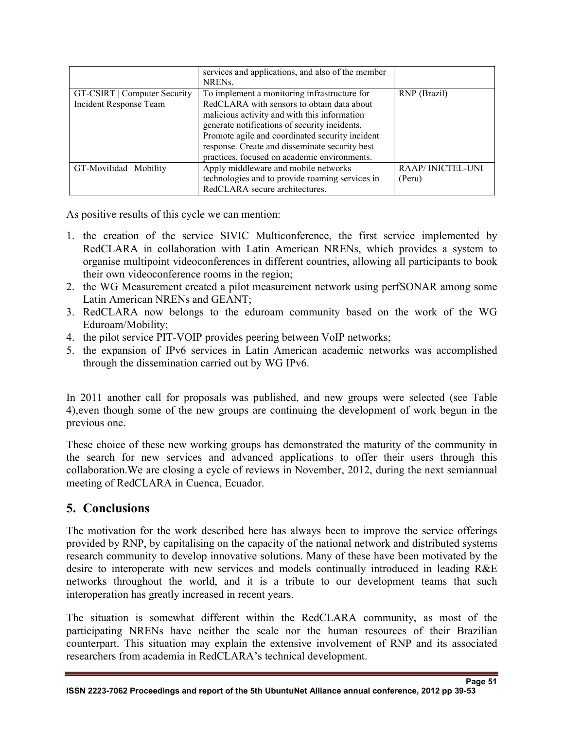| | services and applications, and also of the member NRENs. | |
|---|---|---|
| GT-CSIRT \| Computer Security Incident Response Team | To implement a monitoring infrastructure for RedCLARA with sensors to obtain data about malicious activity and with this information generate notifications of security incidents. Promote agile and coordinated security incident response. Create and disseminate security best practices, focused on academic environments. | RNP (Brazil) |
| GT-Movilidad \| Mobility | Apply middleware and mobile networks technologies and to provide roaming services in RedCLARA secure architectures. | RAAP/ INICTEL-UNI (Peru) |

As positive results of this cycle we can mention:

1. the creation of the service SIVIC Multiconference, the first service implemented by RedCLARA in collaboration with Latin American NRENs, which provides a system to organise multipoint videoconferences in different countries, allowing all participants to book their own videoconference rooms in the region;
2. the WG Measurement created a pilot measurement network using perfSONAR among some Latin American NRENs and GEANT;
3. RedCLARA now belongs to the eduroam community based on the work of the WG Eduroam/Mobility;
4. the pilot service PIT-VOIP provides peering between VoIP networks;
5. the expansion of IPv6 services in Latin American academic networks was accomplished through the dissemination carried out by WG IPv6.

In 2011 another call for proposals was published, and new groups were selected (see Table 4),even though some of the new groups are continuing the development of work begun in the previous one.

These choice of these new working groups has demonstrated the maturity of the community in the search for new services and advanced applications to offer their users through this collaboration.We are closing a cycle of reviews in November, 2012, during the next semiannual meeting of RedCLARA in Cuenca, Ecuador.

## 5. Conclusions

The motivation for the work described here has always been to improve the service offerings provided by RNP, by capitalising on the capacity of the national network and distributed systems research community to develop innovative solutions. Many of these have been motivated by the desire to interoperate with new services and models continually introduced in leading R&E networks throughout the world, and it is a tribute to our development teams that such interoperation has greatly increased in recent years.

The situation is somewhat different within the RedCLARA community, as most of the participating NRENs have neither the scale nor the human resources of their Brazilian counterpart. This situation may explain the extensive involvement of RNP and its associated researchers from academia in RedCLARA's technical development.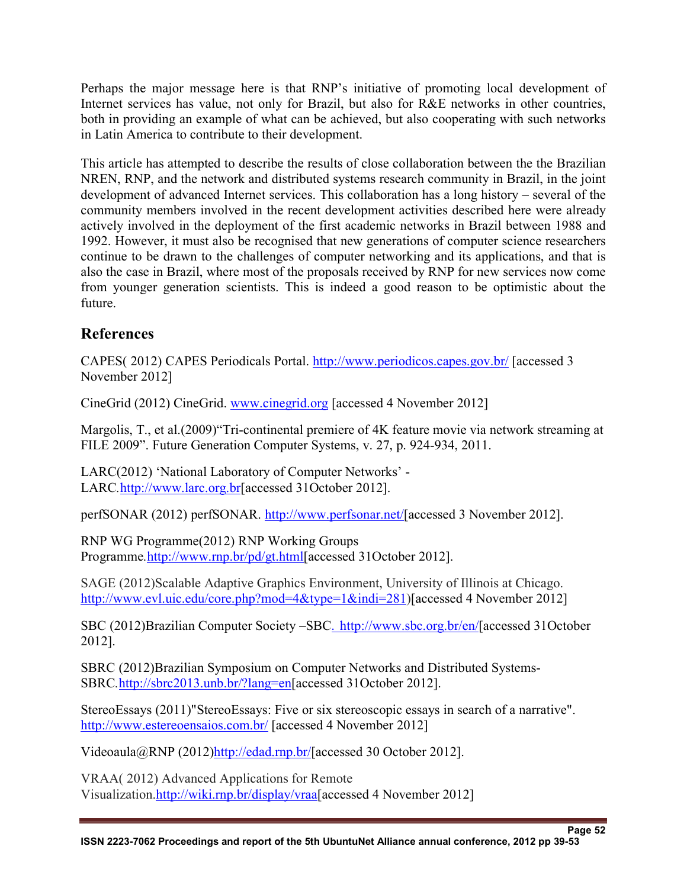Perhaps the major message here is that RNP's initiative of promoting local development of Internet services has value, not only for Brazil, but also for R&E networks in other countries, both in providing an example of what can be achieved, but also cooperating with such networks in Latin America to contribute to their development.

This article has attempted to describe the results of close collaboration between the the Brazilian NREN, RNP, and the network and distributed systems research community in Brazil, in the joint development of advanced Internet services. This collaboration has a long history – several of the community members involved in the recent development activities described here were already actively involved in the deployment of the first academic networks in Brazil between 1988 and 1992. However, it must also be recognised that new generations of computer science researchers continue to be drawn to the challenges of computer networking and its applications, and that is also the case in Brazil, where most of the proposals received by RNP for new services now come from younger generation scientists. This is indeed a good reason to be optimistic about the future.

## References

CAPES( 2012) CAPES Periodicals Portal. http://www.periodicos.capes.gov.br/ [accessed 3 November 2012]

CineGrid (2012) CineGrid. www.cinegrid.org [accessed 4 November 2012]

Margolis, T., et al.(2009)"Tri-continental premiere of 4K feature movie via network streaming at FILE 2009". Future Generation Computer Systems, v. 27, p. 924-934, 2011.

LARC(2012) 'National Laboratory of Computer Networks' - LARC.http://www.larc.org.br[accessed 31October 2012].

perfSONAR (2012) perfSONAR. http://www.perfsonar.net/[accessed 3 November 2012].

RNP WG Programme(2012) RNP Working Groups Programme.http://www.rnp.br/pd/gt.html[accessed 31October 2012].

SAGE (2012)Scalable Adaptive Graphics Environment, University of Illinois at Chicago. http://www.evl.uic.edu/core.php?mod=4&type=1&indi=281)[accessed 4 November 2012]

SBC (2012)Brazilian Computer Society –SBC. http://www.sbc.org.br/en/[accessed 31October 2012].

SBRC (2012)Brazilian Symposium on Computer Networks and Distributed Systems-SBRC.http://sbrc2013.unb.br/?lang=en[accessed 31October 2012].

StereoEssays (2011)"StereoEssays: Five or six stereoscopic essays in search of a narrative". http://www.estereoensaios.com.br/ [accessed 4 November 2012]

Videoaula@RNP (2012)http://edad.rnp.br/[accessed 30 October 2012].

VRAA( 2012) Advanced Applications for Remote Visualization.http://wiki.rnp.br/display/vraa[accessed 4 November 2012]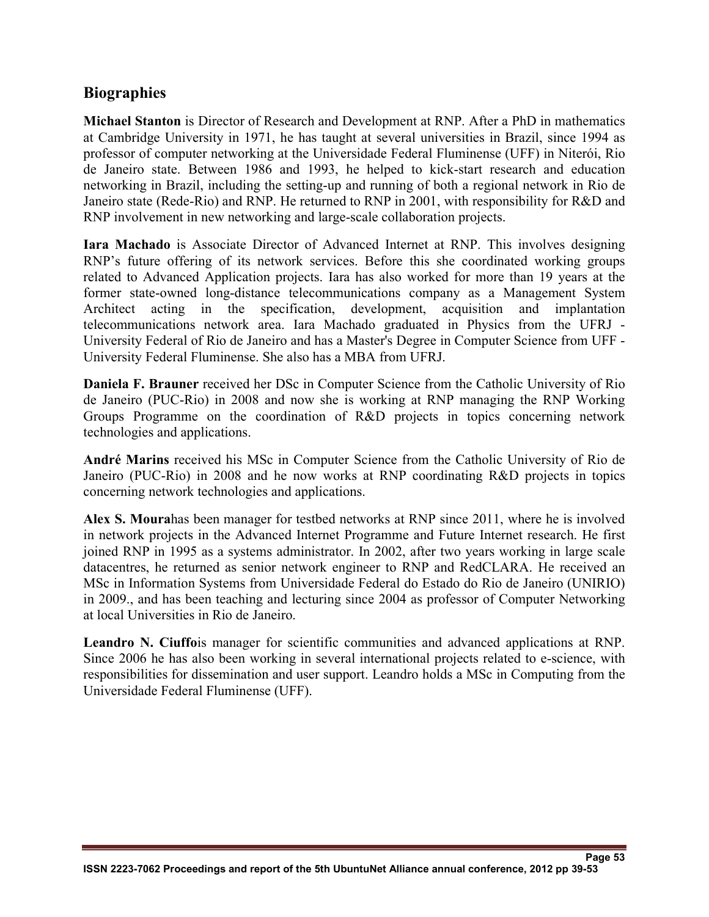## Biographies

**Michael Stanton** is Director of Research and Development at RNP. After a PhD in mathematics at Cambridge University in 1971, he has taught at several universities in Brazil, since 1994 as professor of computer networking at the Universidade Federal Fluminense (UFF) in Niterói, Rio de Janeiro state. Between 1986 and 1993, he helped to kick-start research and education networking in Brazil, including the setting-up and running of both a regional network in Rio de Janeiro state (Rede-Rio) and RNP. He returned to RNP in 2001, with responsibility for R&D and RNP involvement in new networking and large-scale collaboration projects.

**Iara Machado** is Associate Director of Advanced Internet at RNP. This involves designing RNP's future offering of its network services. Before this she coordinated working groups related to Advanced Application projects. Iara has also worked for more than 19 years at the former state-owned long-distance telecommunications company as a Management System Architect acting in the specification, development, acquisition and implantation telecommunications network area. Iara Machado graduated in Physics from the UFRJ - University Federal of Rio de Janeiro and has a Master's Degree in Computer Science from UFF - University Federal Fluminense. She also has a MBA from UFRJ.

**Daniela F. Brauner** received her DSc in Computer Science from the Catholic University of Rio de Janeiro (PUC-Rio) in 2008 and now she is working at RNP managing the RNP Working Groups Programme on the coordination of R&D projects in topics concerning network technologies and applications.

**André Marins** received his MSc in Computer Science from the Catholic University of Rio de Janeiro (PUC-Rio) in 2008 and he now works at RNP coordinating R&D projects in topics concerning network technologies and applications.

**Alex S. Moura**has been manager for testbed networks at RNP since 2011, where he is involved in network projects in the Advanced Internet Programme and Future Internet research. He first joined RNP in 1995 as a systems administrator. In 2002, after two years working in large scale datacentres, he returned as senior network engineer to RNP and RedCLARA. He received an MSc in Information Systems from Universidade Federal do Estado do Rio de Janeiro (UNIRIO) in 2009., and has been teaching and lecturing since 2004 as professor of Computer Networking at local Universities in Rio de Janeiro.

**Leandro N. Ciuffo**is manager for scientific communities and advanced applications at RNP. Since 2006 he has also been working in several international projects related to e-science, with responsibilities for dissemination and user support. Leandro holds a MSc in Computing from the Universidade Federal Fluminense (UFF).